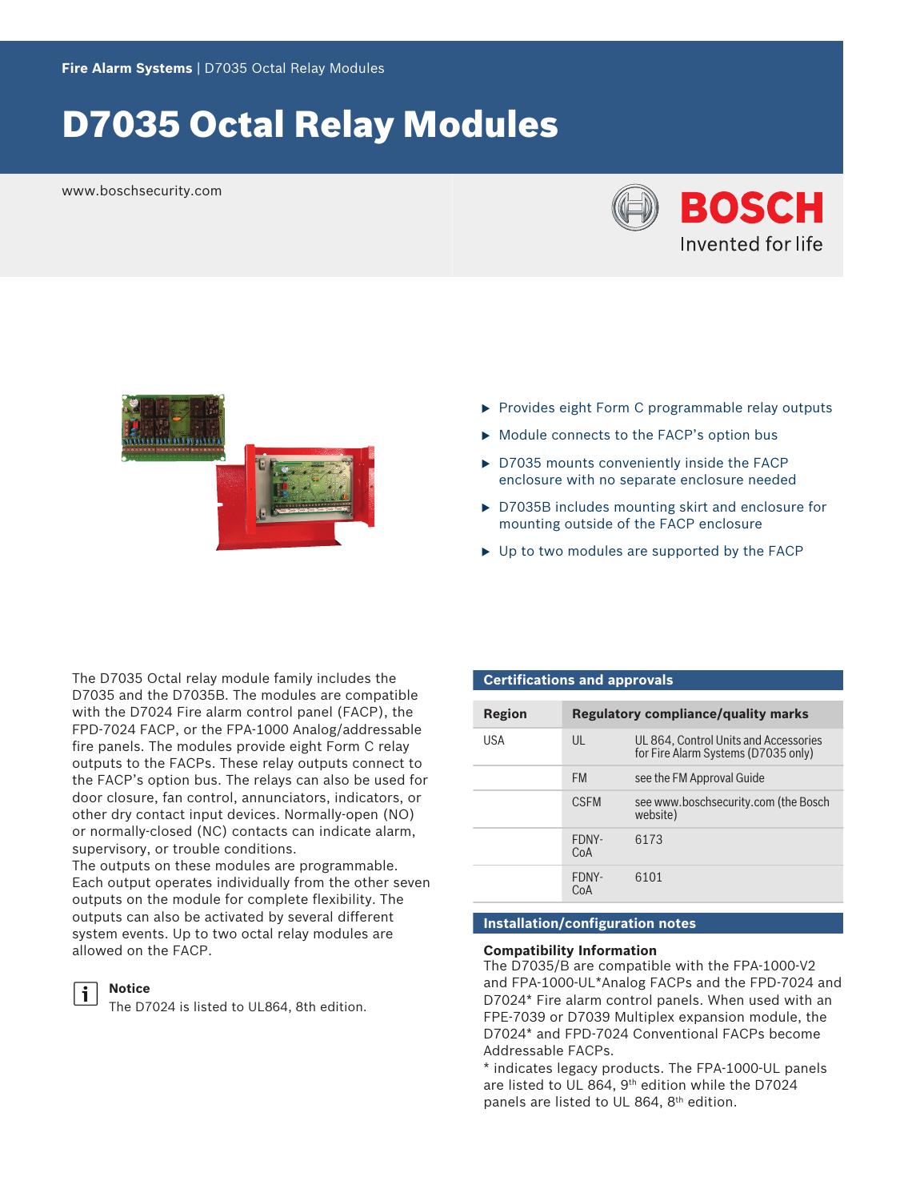Fire Alarm Systems | D7035 Octal Relay Modules

# D7035 Octal Relay Modules

www.boschsecurity.com

- Provides eight Form C programmable relay outputs
- Module connects to the FACP's option bus
- D7035 mounts conveniently inside the FACP enclosure with no separate enclosure needed
- D7035B includes mounting skirt and enclosure for mounting outside of the FACP enclosure
- Up to two modules are supported by the FACP

The D7035 Octal relay module family includes the D7035 and the D7035B. The modules are compatible with the D7024 Fire alarm control panel (FACP), the FPD-7024 FACP, or the FPA-1000 Analog/addressable fire panels. The modules provide eight Form C relay outputs to the FACPs. These relay outputs connect to the FACP's option bus. The relays can also be used for door closure, fan control, annunciators, indicators, or other dry contact input devices. Normally-open (NO) or normally-closed (NC) contacts can indicate alarm, supervisory, or trouble conditions.
The outputs on these modules are programmable. Each output operates individually from the other seven outputs on the module for complete flexibility. The outputs can also be activated by several different system events. Up to two octal relay modules are allowed on the FACP.

**Notice**
The D7024 is listed to UL864, 8th edition.

## Certifications and approvals

| Region | Regulatory compliance/quality marks | |
|---|---|---|
| USA | UL | UL 864, Control Units and Accessories for Fire Alarm Systems (D7035 only) |
| | FM | see the FM Approval Guide |
| | CSFM | see www.boschsecurity.com (the Bosch website) |
| | FDNY-CoA | 6173 |
| | FDNY-CoA | 6101 |

## Installation/configuration notes

**Compatibility Information**
The D7035/B are compatible with the FPA-1000-V2 and FPA-1000-UL*Analog FACPs and the FPD-7024 and D7024* Fire alarm control panels. When used with an FPE-7039 or D7039 Multiplex expansion module, the D7024* and FPD-7024 Conventional FACPs become Addressable FACPs.
* indicates legacy products. The FPA-1000-UL panels are listed to UL 864, 9th edition while the D7024 panels are listed to UL 864, 8th edition.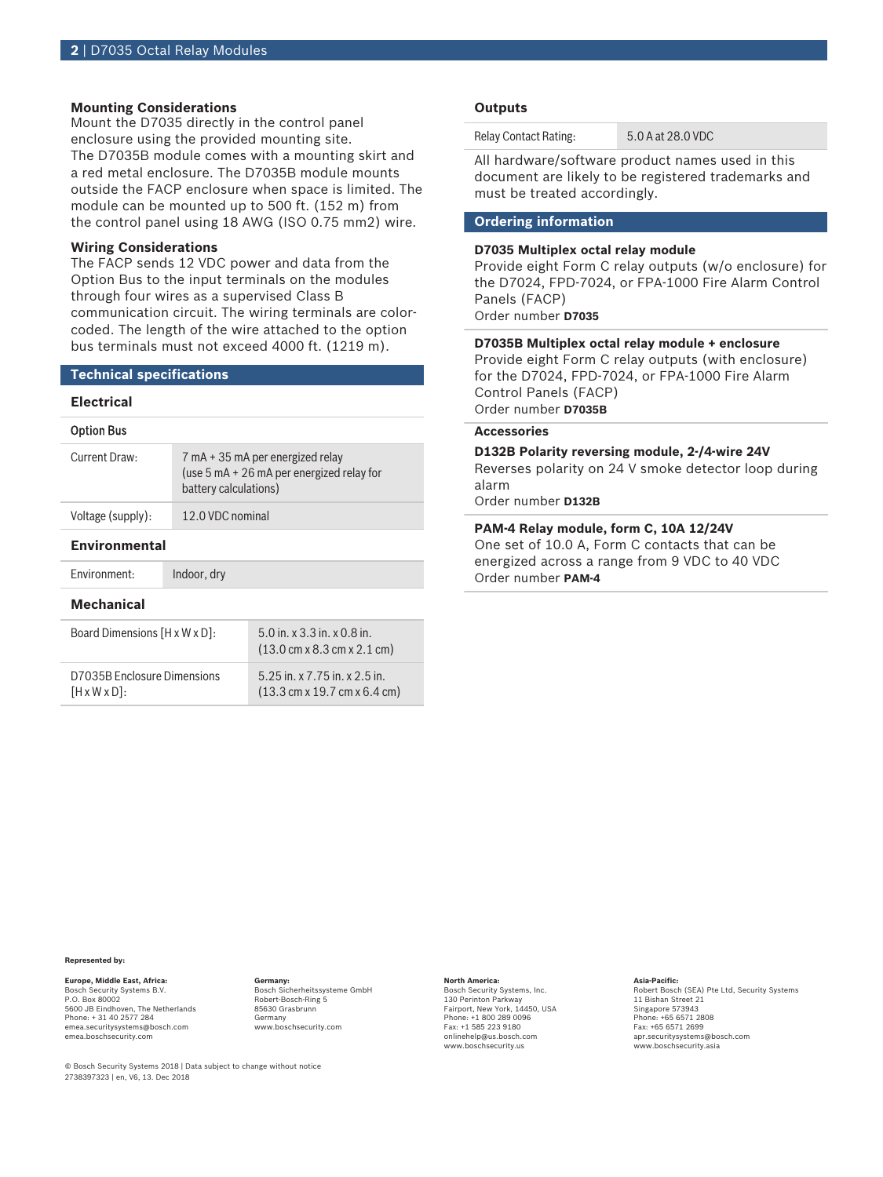### Mounting Considerations

Mount the D7035 directly in the control panel enclosure using the provided mounting site.
The D7035B module comes with a mounting skirt and a red metal enclosure. The D7035B module mounts outside the FACP enclosure when space is limited. The module can be mounted up to 500 ft. (152 m) from the control panel using 18 AWG (ISO 0.75 mm2) wire.

### Wiring Considerations

The FACP sends 12 VDC power and data from the Option Bus to the input terminals on the modules through four wires as a supervised Class B communication circuit. The wiring terminals are color-coded. The length of the wire attached to the option bus terminals must not exceed 4000 ft. (1219 m).

## Technical specifications

### Electrical

**Option Bus**

| | |
|---|---|
| Current Draw: | 7 mA + 35 mA per energized relay (use 5 mA + 26 mA per energized relay for battery calculations) |
| Voltage (supply): | 12.0 VDC nominal |

### Environmental

| | |
|---|---|
| Environment: | Indoor, dry |

### Mechanical

| | |
|---|---|
| Board Dimensions [H x W x D]: | 5.0 in. x 3.3 in. x 0.8 in. (13.0 cm x 8.3 cm x 2.1 cm) |
| D7035B Enclosure Dimensions [H x W x D]: | 5.25 in. x 7.75 in. x 2.5 in. (13.3 cm x 19.7 cm x 6.4 cm) |

### Outputs

| | |
|---|---|
| Relay Contact Rating: | 5.0 A at 28.0 VDC |

All hardware/software product names used in this document are likely to be registered trademarks and must be treated accordingly.

## Ordering information

**D7035 Multiplex octal relay module**
Provide eight Form C relay outputs (w/o enclosure) for the D7024, FPD-7024, or FPA-1000 Fire Alarm Control Panels (FACP)
Order number **D7035**

**D7035B Multiplex octal relay module + enclosure**
Provide eight Form C relay outputs (with enclosure) for the D7024, FPD-7024, or FPA-1000 Fire Alarm Control Panels (FACP)
Order number **D7035B**

### Accessories

**D132B Polarity reversing module, 2-/4-wire 24V**
Reverses polarity on 24 V smoke detector loop during alarm
Order number **D132B**

**PAM-4 Relay module, form C, 10A 12/24V**
One set of 10.0 A, Form C contacts that can be energized across a range from 9 VDC to 40 VDC
Order number **PAM-4**

**Represented by:**

**Europe, Middle East, Africa:**
Bosch Security Systems B.V.
P.O. Box 80002
5600 JB Eindhoven, The Netherlands
Phone: + 31 40 2577 284
emea.securitysystems@bosch.com
emea.boschsecurity.com

**Germany:**
Bosch Sicherheitssysteme GmbH
Robert-Bosch-Ring 5
85630 Grasbrunn
Germany
www.boschsecurity.com

**North America:**
Bosch Security Systems, Inc.
130 Perinton Parkway
Fairport, New York, 14450, USA
Phone: +1 800 289 0096
Fax: +1 585 223 9180
onlinehelp@us.bosch.com
www.boschsecurity.us

**Asia-Pacific:**
Robert Bosch (SEA) Pte Ltd, Security Systems
11 Bishan Street 21
Singapore 573943
Phone: +65 6571 2808
Fax: +65 6571 2699
apr.securitysystems@bosch.com
www.boschsecurity.asia

© Bosch Security Systems 2018 | Data subject to change without notice
2738397323 | en, V6, 13. Dec 2018